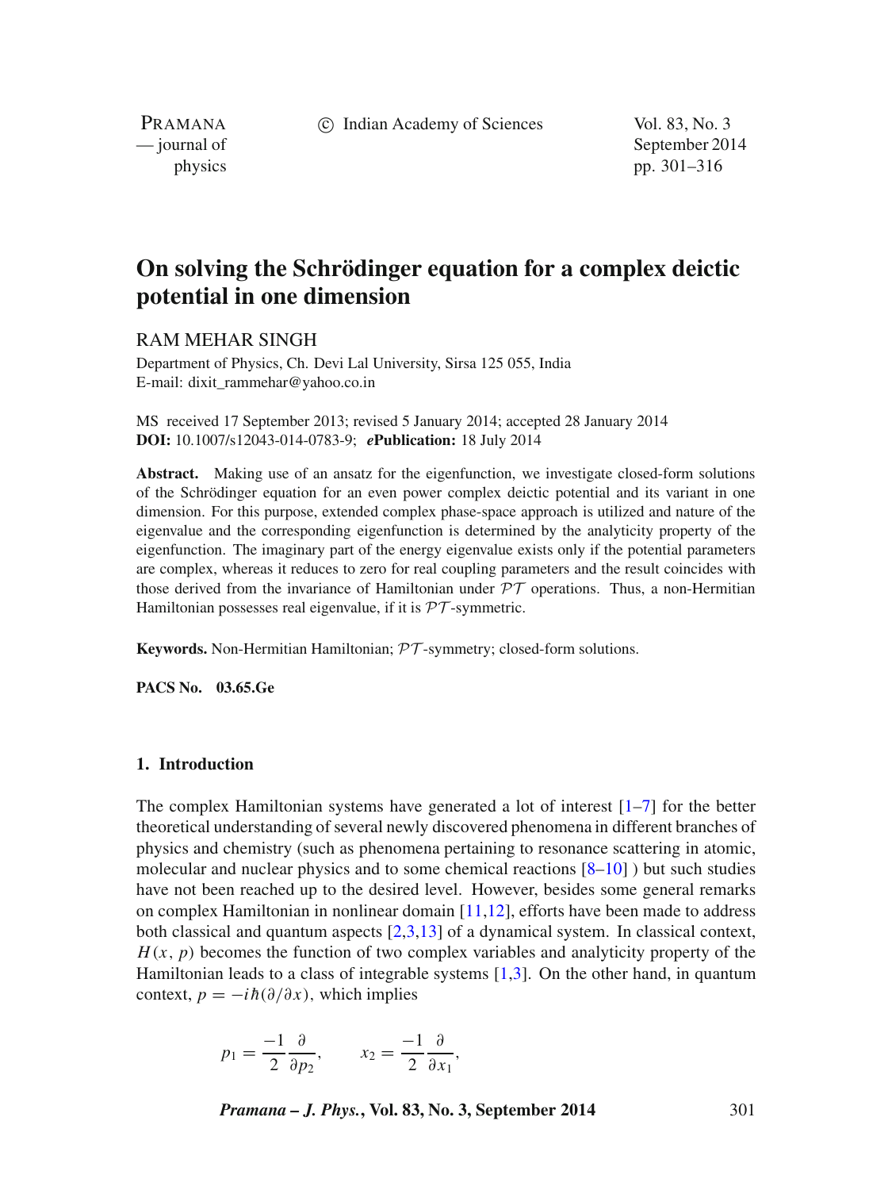# On solving the Schrödinger equation for a complex deictic potential in one dimension

RAM MEHAR SINGH

Department of Physics, Ch. Devi Lal University, Sirsa 125 055, India
E-mail: dixit_rammehar@yahoo.co.in

MS received 17 September 2013; revised 5 January 2014; accepted 28 January 2014
**DOI:** 10.1007/s12043-014-0783-9; ***e*Publication:** 18 July 2014

**Abstract.** Making use of an ansatz for the eigenfunction, we investigate closed-form solutions of the Schrödinger equation for an even power complex deictic potential and its variant in one dimension. For this purpose, extended complex phase-space approach is utilized and nature of the eigenvalue and the corresponding eigenfunction is determined by the analyticity property of the eigenfunction. The imaginary part of the energy eigenvalue exists only if the potential parameters are complex, whereas it reduces to zero for real coupling parameters and the result coincides with those derived from the invariance of Hamiltonian under $\mathcal{PT}$ operations. Thus, a non-Hermitian Hamiltonian possesses real eigenvalue, if it is $\mathcal{PT}$-symmetric.

**Keywords.** Non-Hermitian Hamiltonian; $\mathcal{PT}$-symmetry; closed-form solutions.

**PACS No.** 03.65.Ge

## 1. Introduction

The complex Hamiltonian systems have generated a lot of interest [1–7] for the better theoretical understanding of several newly discovered phenomena in different branches of physics and chemistry (such as phenomena pertaining to resonance scattering in atomic, molecular and nuclear physics and to some chemical reactions [8–10] ) but such studies have not been reached up to the desired level. However, besides some general remarks on complex Hamiltonian in nonlinear domain [11,12], efforts have been made to address both classical and quantum aspects [2,3,13] of a dynamical system. In classical context, $H(x, p)$ becomes the function of two complex variables and analyticity property of the Hamiltonian leads to a class of integrable systems [1,3]. On the other hand, in quantum context, $p = -i\hbar(\partial/\partial x)$, which implies

$$p_1 = \frac{-1}{2}\frac{\partial}{\partial p_2}, \qquad x_2 = \frac{-1}{2}\frac{\partial}{\partial x_1},$$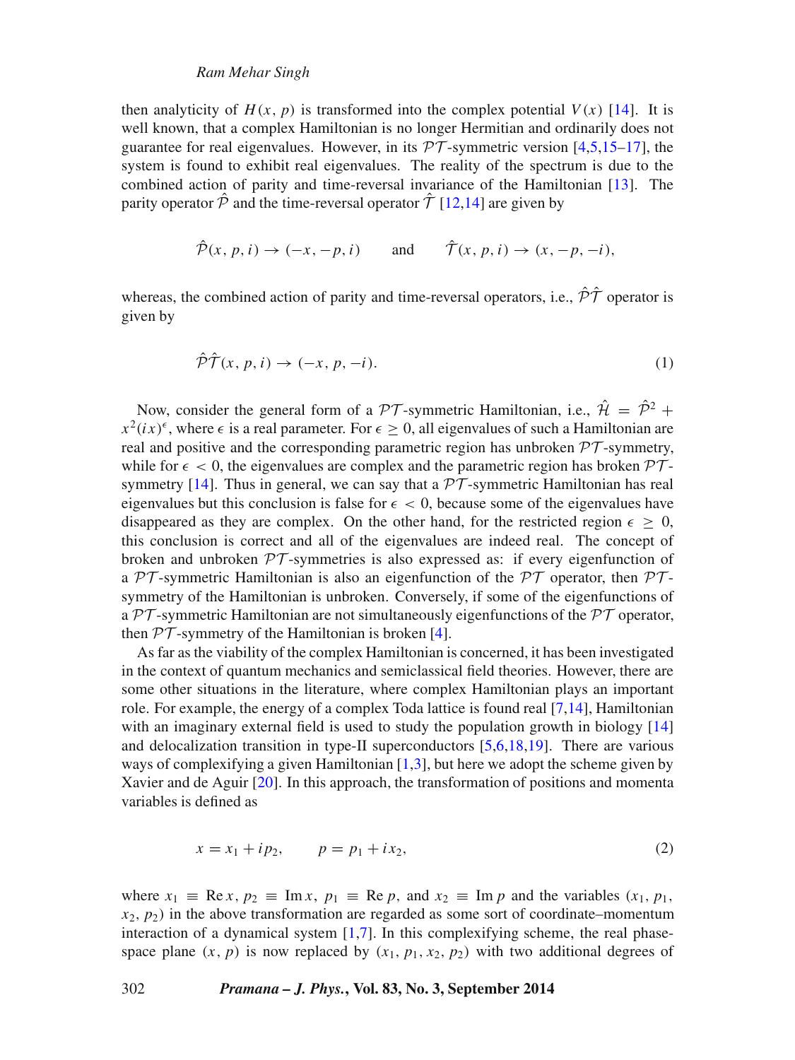then analyticity of $H(x, p)$ is transformed into the complex potential $V(x)$ [14]. It is well known, that a complex Hamiltonian is no longer Hermitian and ordinarily does not guarantee for real eigenvalues. However, in its $\mathcal{PT}$-symmetric version [4,5,15–17], the system is found to exhibit real eigenvalues. The reality of the spectrum is due to the combined action of parity and time-reversal invariance of the Hamiltonian [13]. The parity operator $\hat{\mathcal{P}}$ and the time-reversal operator $\hat{\mathcal{T}}$ [12,14] are given by

$$\hat{\mathcal{P}}(x, p, i) \rightarrow (-x, -p, i) \qquad \text{and} \qquad \hat{\mathcal{T}}(x, p, i) \rightarrow (x, -p, -i),$$

whereas, the combined action of parity and time-reversal operators, i.e., $\hat{\mathcal{P}}\hat{\mathcal{T}}$ operator is given by

$$\hat{\mathcal{P}}\hat{\mathcal{T}}(x, p, i) \rightarrow (-x, p, -i). \tag{1}$$

Now, consider the general form of a $\mathcal{PT}$-symmetric Hamiltonian, i.e., $\hat{\mathcal{H}} = \hat{\mathcal{P}}^2 + x^2(ix)^\epsilon$, where $\epsilon$ is a real parameter. For $\epsilon \geq 0$, all eigenvalues of such a Hamiltonian are real and positive and the corresponding parametric region has unbroken $\mathcal{PT}$-symmetry, while for $\epsilon < 0$, the eigenvalues are complex and the parametric region has broken $\mathcal{PT}$-symmetry [14]. Thus in general, we can say that a $\mathcal{PT}$-symmetric Hamiltonian has real eigenvalues but this conclusion is false for $\epsilon < 0$, because some of the eigenvalues have disappeared as they are complex. On the other hand, for the restricted region $\epsilon \geq 0$, this conclusion is correct and all of the eigenvalues are indeed real. The concept of broken and unbroken $\mathcal{PT}$-symmetries is also expressed as: if every eigenfunction of a $\mathcal{PT}$-symmetric Hamiltonian is also an eigenfunction of the $\mathcal{PT}$ operator, then $\mathcal{PT}$-symmetry of the Hamiltonian is unbroken. Conversely, if some of the eigenfunctions of a $\mathcal{PT}$-symmetric Hamiltonian are not simultaneously eigenfunctions of the $\mathcal{PT}$ operator, then $\mathcal{PT}$-symmetry of the Hamiltonian is broken [4].

As far as the viability of the complex Hamiltonian is concerned, it has been investigated in the context of quantum mechanics and semiclassical field theories. However, there are some other situations in the literature, where complex Hamiltonian plays an important role. For example, the energy of a complex Toda lattice is found real [7,14], Hamiltonian with an imaginary external field is used to study the population growth in biology [14] and delocalization transition in type-II superconductors [5,6,18,19]. There are various ways of complexifying a given Hamiltonian [1,3], but here we adopt the scheme given by Xavier and de Aguir [20]. In this approach, the transformation of positions and momenta variables is defined as

$$x = x_1 + ip_2, \qquad p = p_1 + ix_2, \tag{2}$$

where $x_1 \equiv \operatorname{Re} x$, $p_2 \equiv \operatorname{Im} x$, $p_1 \equiv \operatorname{Re} p$, and $x_2 \equiv \operatorname{Im} p$ and the variables $(x_1, p_1, x_2, p_2)$ in the above transformation are regarded as some sort of coordinate–momentum interaction of a dynamical system [1,7]. In this complexifying scheme, the real phase-space plane $(x, p)$ is now replaced by $(x_1, p_1, x_2, p_2)$ with two additional degrees of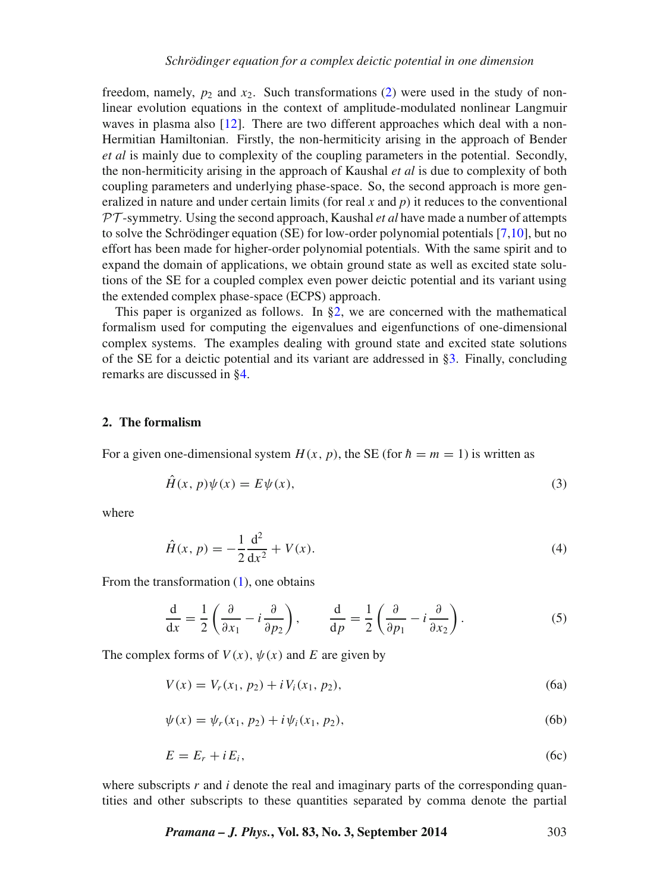freedom, namely, $p_2$ and $x_2$. Such transformations (2) were used in the study of nonlinear evolution equations in the context of amplitude-modulated nonlinear Langmuir waves in plasma also [12]. There are two different approaches which deal with a non-Hermitian Hamiltonian. Firstly, the non-hermiticity arising in the approach of Bender *et al* is mainly due to complexity of the coupling parameters in the potential. Secondly, the non-hermiticity arising in the approach of Kaushal *et al* is due to complexity of both coupling parameters and underlying phase-space. So, the second approach is more generalized in nature and under certain limits (for real $x$ and $p$) it reduces to the conventional $\mathcal{PT}$-symmetry. Using the second approach, Kaushal *et al* have made a number of attempts to solve the Schrödinger equation (SE) for low-order polynomial potentials [7,10], but no effort has been made for higher-order polynomial potentials. With the same spirit and to expand the domain of applications, we obtain ground state as well as excited state solutions of the SE for a coupled complex even power deictic potential and its variant using the extended complex phase-space (ECPS) approach.

This paper is organized as follows. In §2, we are concerned with the mathematical formalism used for computing the eigenvalues and eigenfunctions of one-dimensional complex systems. The examples dealing with ground state and excited state solutions of the SE for a deictic potential and its variant are addressed in §3. Finally, concluding remarks are discussed in §4.

## 2. The formalism

For a given one-dimensional system $H(x, p)$, the SE (for $\hbar = m = 1$) is written as

$$\hat{H}(x, p)\psi(x) = E\psi(x), \tag{3}$$

where

$$\hat{H}(x, p) = -\frac{1}{2}\frac{\mathrm{d}^2}{\mathrm{d}x^2} + V(x). \tag{4}$$

From the transformation (1), one obtains

$$\frac{\mathrm{d}}{\mathrm{d}x} = \frac{1}{2}\left(\frac{\partial}{\partial x_1} - i\frac{\partial}{\partial p_2}\right), \qquad \frac{\mathrm{d}}{\mathrm{d}p} = \frac{1}{2}\left(\frac{\partial}{\partial p_1} - i\frac{\partial}{\partial x_2}\right). \tag{5}$$

The complex forms of $V(x)$, $\psi(x)$ and $E$ are given by

$$V(x) = V_r(x_1, p_2) + iV_i(x_1, p_2), \tag{6a}$$

$$\psi(x) = \psi_r(x_1, p_2) + i\psi_i(x_1, p_2), \tag{6b}$$

$$E = E_r + iE_i, \tag{6c}$$

where subscripts $r$ and $i$ denote the real and imaginary parts of the corresponding quantities and other subscripts to these quantities separated by comma denote the partial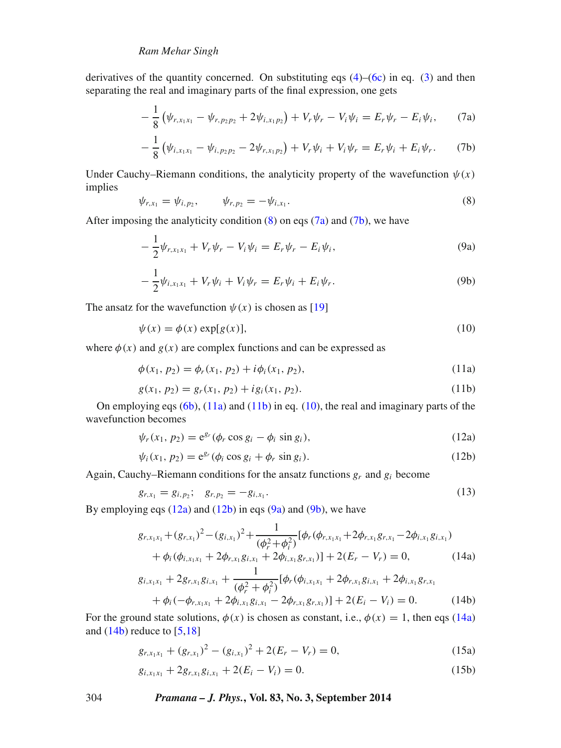derivatives of the quantity concerned. On substituting eqs (4)–(6c) in eq. (3) and then separating the real and imaginary parts of the final expression, one gets

$$-\frac{1}{8}\left(\psi_{r,x_1x_1} - \psi_{r,p_2p_2} + 2\psi_{i,x_1p_2}\right) + V_r\psi_r - V_i\psi_i = E_r\psi_r - E_i\psi_i, \tag{7a}$$

$$-\frac{1}{8}\left(\psi_{i,x_1x_1} - \psi_{i,p_2p_2} - 2\psi_{r,x_1p_2}\right) + V_r\psi_i + V_i\psi_r = E_r\psi_i + E_i\psi_r. \tag{7b}$$

Under Cauchy–Riemann conditions, the analyticity property of the wavefunction $\psi(x)$ implies

$$\psi_{r,x_1} = \psi_{i,p_2}, \qquad \psi_{r,p_2} = -\psi_{i,x_1}. \tag{8}$$

After imposing the analyticity condition (8) on eqs (7a) and (7b), we have

$$-\frac{1}{2}\psi_{r,x_1x_1} + V_r\psi_r - V_i\psi_i = E_r\psi_r - E_i\psi_i, \tag{9a}$$

$$-\frac{1}{2}\psi_{i,x_1x_1} + V_r\psi_i + V_i\psi_r = E_r\psi_i + E_i\psi_r. \tag{9b}$$

The ansatz for the wavefunction $\psi(x)$ is chosen as [19]

$$\psi(x) = \phi(x)\exp[g(x)], \tag{10}$$

where $\phi(x)$ and $g(x)$ are complex functions and can be expressed as

$$\phi(x_1, p_2) = \phi_r(x_1, p_2) + i\phi_i(x_1, p_2), \tag{11a}$$

$$g(x_1, p_2) = g_r(x_1, p_2) + ig_i(x_1, p_2). \tag{11b}$$

On employing eqs (6b), (11a) and (11b) in eq. (10), the real and imaginary parts of the wavefunction becomes

$$\psi_r(x_1, p_2) = \mathrm{e}^{g_r}(\phi_r\cos g_i - \phi_i\sin g_i), \tag{12a}$$

$$\psi_i(x_1, p_2) = \mathrm{e}^{g_r}(\phi_i\cos g_i + \phi_r\sin g_i). \tag{12b}$$

Again, Cauchy–Riemann conditions for the ansatz functions $g_r$ and $g_i$ become

$$g_{r,x_1} = g_{i,p_2}; \quad g_{r,p_2} = -g_{i,x_1}. \tag{13}$$

By employing eqs (12a) and (12b) in eqs (9a) and (9b), we have

$$\begin{aligned} &g_{r,x_1x_1} + (g_{r,x_1})^2 - (g_{i,x_1})^2 + \frac{1}{(\phi_r^2+\phi_i^2)}[\phi_r(\phi_{r,x_1x_1} + 2\phi_{r,x_1}g_{r,x_1} - 2\phi_{i,x_1}g_{i,x_1}) \\ &\quad + \phi_i(\phi_{i,x_1x_1} + 2\phi_{r,x_1}g_{i,x_1} + 2\phi_{i,x_1}g_{r,x_1})] + 2(E_r - V_r) = 0, \end{aligned} \tag{14a}$$

$$\begin{aligned} &g_{i,x_1x_1} + 2g_{r,x_1}g_{i,x_1} + \frac{1}{(\phi_r^2+\phi_i^2)}[\phi_r(\phi_{i,x_1x_1} + 2\phi_{r,x_1}g_{i,x_1} + 2\phi_{i,x_1}g_{r,x_1} \\ &\quad + \phi_i(-\phi_{r,x_1x_1} + 2\phi_{i,x_1}g_{i,x_1} - 2\phi_{r,x_1}g_{r,x_1})] + 2(E_i - V_i) = 0. \end{aligned} \tag{14b}$$

For the ground state solutions, $\phi(x)$ is chosen as constant, i.e., $\phi(x) = 1$, then eqs (14a) and (14b) reduce to [5,18]

$$g_{r,x_1x_1} + (g_{r,x_1})^2 - (g_{i,x_1})^2 + 2(E_r - V_r) = 0, \tag{15a}$$

$$g_{i,x_1x_1} + 2g_{r,x_1}g_{i,x_1} + 2(E_i - V_i) = 0. \tag{15b}$$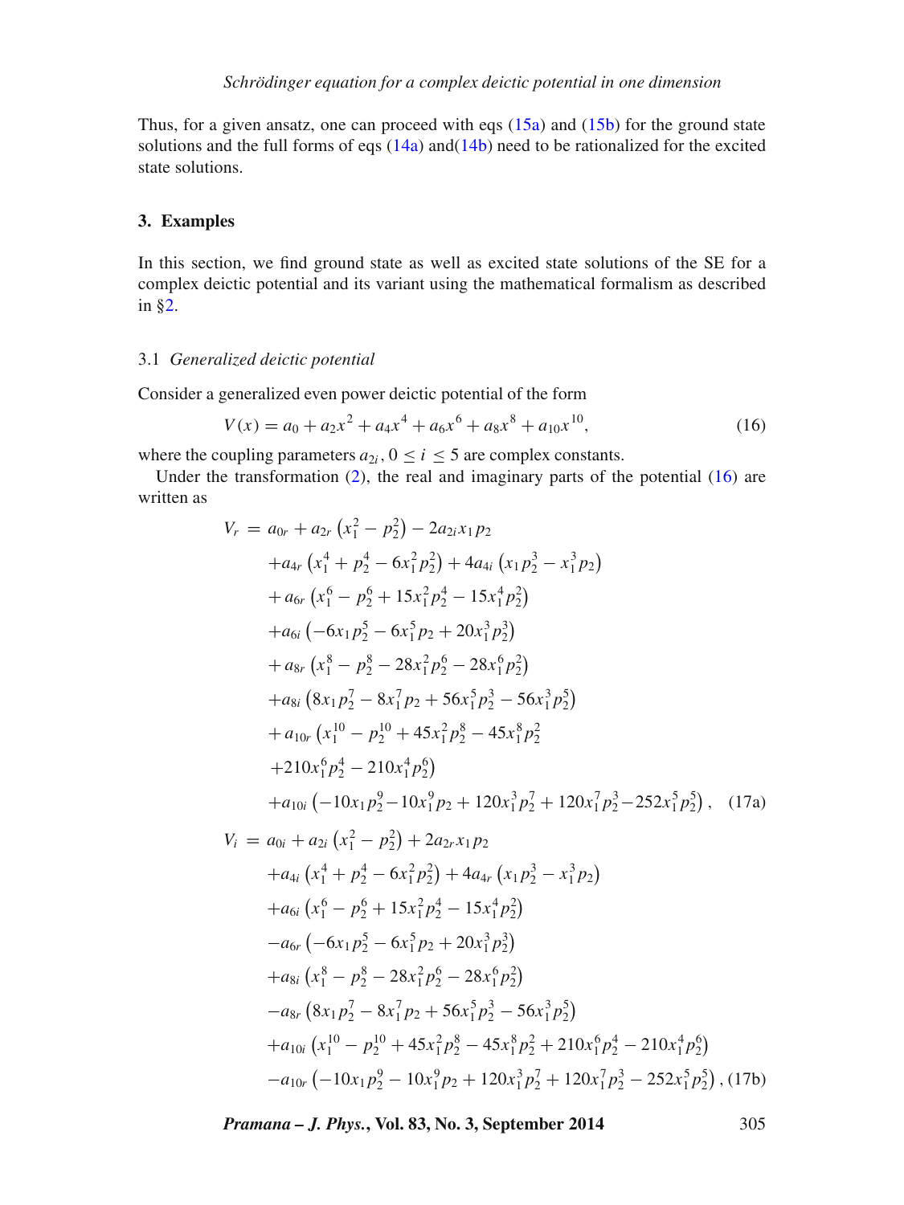Thus, for a given ansatz, one can proceed with eqs (15a) and (15b) for the ground state solutions and the full forms of eqs (14a) and(14b) need to be rationalized for the excited state solutions.

## 3. Examples

In this section, we find ground state as well as excited state solutions of the SE for a complex deictic potential and its variant using the mathematical formalism as described in §2.

### 3.1 *Generalized deictic potential*

Consider a generalized even power deictic potential of the form

$$V(x) = a_0 + a_2 x^2 + a_4 x^4 + a_6 x^6 + a_8 x^8 + a_{10} x^{10}, \tag{16}$$

where the coupling parameters $a_{2i}, 0 \leq i \leq 5$ are complex constants.

Under the transformation (2), the real and imaginary parts of the potential (16) are written as

$$\begin{aligned}
V_r = {} & a_{0r} + a_{2r}\left(x_1^2 - p_2^2\right) - 2a_{2i} x_1 p_2 \\
& + a_{4r}\left(x_1^4 + p_2^4 - 6x_1^2 p_2^2\right) + 4a_{4i}\left(x_1 p_2^3 - x_1^3 p_2\right) \\
& + a_{6r}\left(x_1^6 - p_2^6 + 15x_1^2 p_2^4 - 15x_1^4 p_2^2\right) \\
& + a_{6i}\left(-6x_1 p_2^5 - 6x_1^5 p_2 + 20x_1^3 p_2^3\right) \\
& + a_{8r}\left(x_1^8 - p_2^8 - 28x_1^2 p_2^6 - 28x_1^6 p_2^2\right) \\
& + a_{8i}\left(8x_1 p_2^7 - 8x_1^7 p_2 + 56x_1^5 p_2^3 - 56x_1^3 p_2^5\right) \\
& + a_{10r}\left(x_1^{10} - p_2^{10} + 45x_1^2 p_2^8 - 45x_1^8 p_2^2\right. \\
& \left. + 210x_1^6 p_2^4 - 210x_1^4 p_2^6\right) \\
& + a_{10i}\left(-10x_1 p_2^9 - 10x_1^9 p_2 + 120x_1^3 p_2^7 + 120x_1^7 p_2^3 - 252x_1^5 p_2^5\right),
\end{aligned} \tag{17a}$$

$$\begin{aligned}
V_i = {} & a_{0i} + a_{2i}\left(x_1^2 - p_2^2\right) + 2a_{2r} x_1 p_2 \\
& + a_{4i}\left(x_1^4 + p_2^4 - 6x_1^2 p_2^2\right) + 4a_{4r}\left(x_1 p_2^3 - x_1^3 p_2\right) \\
& + a_{6i}\left(x_1^6 - p_2^6 + 15x_1^2 p_2^4 - 15x_1^4 p_2^2\right) \\
& - a_{6r}\left(-6x_1 p_2^5 - 6x_1^5 p_2 + 20x_1^3 p_2^3\right) \\
& + a_{8i}\left(x_1^8 - p_2^8 - 28x_1^2 p_2^6 - 28x_1^6 p_2^2\right) \\
& - a_{8r}\left(8x_1 p_2^7 - 8x_1^7 p_2 + 56x_1^5 p_2^3 - 56x_1^3 p_2^5\right) \\
& + a_{10i}\left(x_1^{10} - p_2^{10} + 45x_1^2 p_2^8 - 45x_1^8 p_2^2 + 210x_1^6 p_2^4 - 210x_1^4 p_2^6\right) \\
& - a_{10r}\left(-10x_1 p_2^9 - 10x_1^9 p_2 + 120x_1^3 p_2^7 + 120x_1^7 p_2^3 - 252x_1^5 p_2^5\right),
\end{aligned} \tag{17b}$$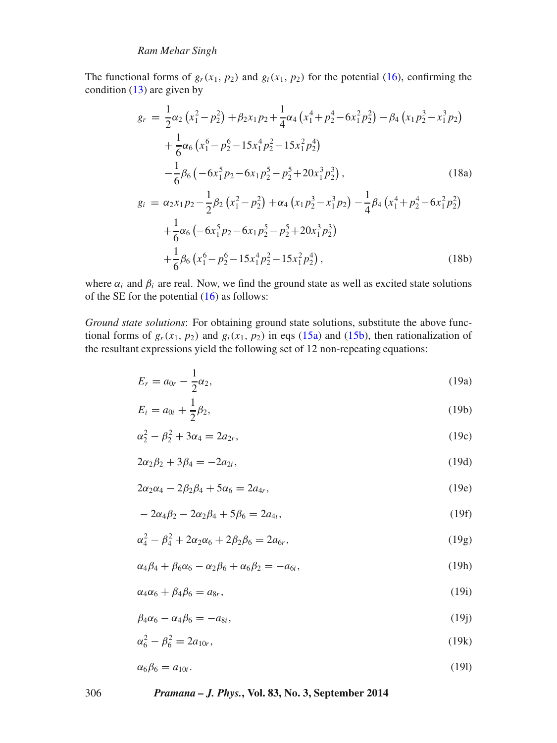The functional forms of $g_r(x_1, p_2)$ and $g_i(x_1, p_2)$ for the potential (16), confirming the condition (13) are given by

$$
\begin{aligned}
g_r &= \frac{1}{2}\alpha_2\left(x_1^2 - p_2^2\right) + \beta_2 x_1 p_2 + \frac{1}{4}\alpha_4\left(x_1^4 + p_2^4 - 6x_1^2 p_2^2\right) - \beta_4\left(x_1 p_2^3 - x_1^3 p_2\right) \\
&\quad + \frac{1}{6}\alpha_6\left(x_1^6 - p_2^6 - 15x_1^4 p_2^2 - 15x_1^2 p_2^4\right) \\
&\quad - \frac{1}{6}\beta_6\left(-6x_1^5 p_2 - 6x_1 p_2^5 - p_2^5 + 20x_1^3 p_2^3\right),
\end{aligned} \tag{18a}
$$

$$
\begin{aligned}
g_i &= \alpha_2 x_1 p_2 - \frac{1}{2}\beta_2\left(x_1^2 - p_2^2\right) + \alpha_4\left(x_1 p_2^3 - x_1^3 p_2\right) - \frac{1}{4}\beta_4\left(x_1^4 + p_2^4 - 6x_1^2 p_2^2\right) \\
&\quad + \frac{1}{6}\alpha_6\left(-6x_1^5 p_2 - 6x_1 p_2^5 - p_2^5 + 20x_1^3 p_2^3\right) \\
&\quad + \frac{1}{6}\beta_6\left(x_1^6 - p_2^6 - 15x_1^4 p_2^2 - 15x_1^2 p_2^4\right),
\end{aligned} \tag{18b}
$$

where $\alpha_i$ and $\beta_i$ are real. Now, we find the ground state as well as excited state solutions of the SE for the potential (16) as follows:

*Ground state solutions*: For obtaining ground state solutions, substitute the above functional forms of $g_r(x_1, p_2)$ and $g_i(x_1, p_2)$ in eqs (15a) and (15b), then rationalization of the resultant expressions yield the following set of 12 non-repeating equations:

$$E_r = a_{0r} - \frac{1}{2}\alpha_2, \tag{19a}$$

$$E_i = a_{0i} + \frac{1}{2}\beta_2, \tag{19b}$$

$$\alpha_2^2 - \beta_2^2 + 3\alpha_4 = 2a_{2r}, \tag{19c}$$

$$2\alpha_2\beta_2 + 3\beta_4 = -2a_{2i}, \tag{19d}$$

$$2\alpha_2\alpha_4 - 2\beta_2\beta_4 + 5\alpha_6 = 2a_{4r}, \tag{19e}$$

$$-2\alpha_4\beta_2 - 2\alpha_2\beta_4 + 5\beta_6 = 2a_{4i}, \tag{19f}$$

$$\alpha_4^2 - \beta_4^2 + 2\alpha_2\alpha_6 + 2\beta_2\beta_6 = 2a_{6r}, \tag{19g}$$

$$\alpha_4\beta_4 + \beta_6\alpha_6 - \alpha_2\beta_6 + \alpha_6\beta_2 = -a_{6i}, \tag{19h}$$

$$\alpha_4\alpha_6 + \beta_4\beta_6 = a_{8r}, \tag{19i}$$

$$\beta_4\alpha_6 - \alpha_4\beta_6 = -a_{8i}, \tag{19j}$$

$$\alpha_6^2 - \beta_6^2 = 2a_{10r}, \tag{19k}$$

$$\alpha_6\beta_6 = a_{10i}. \tag{19l}$$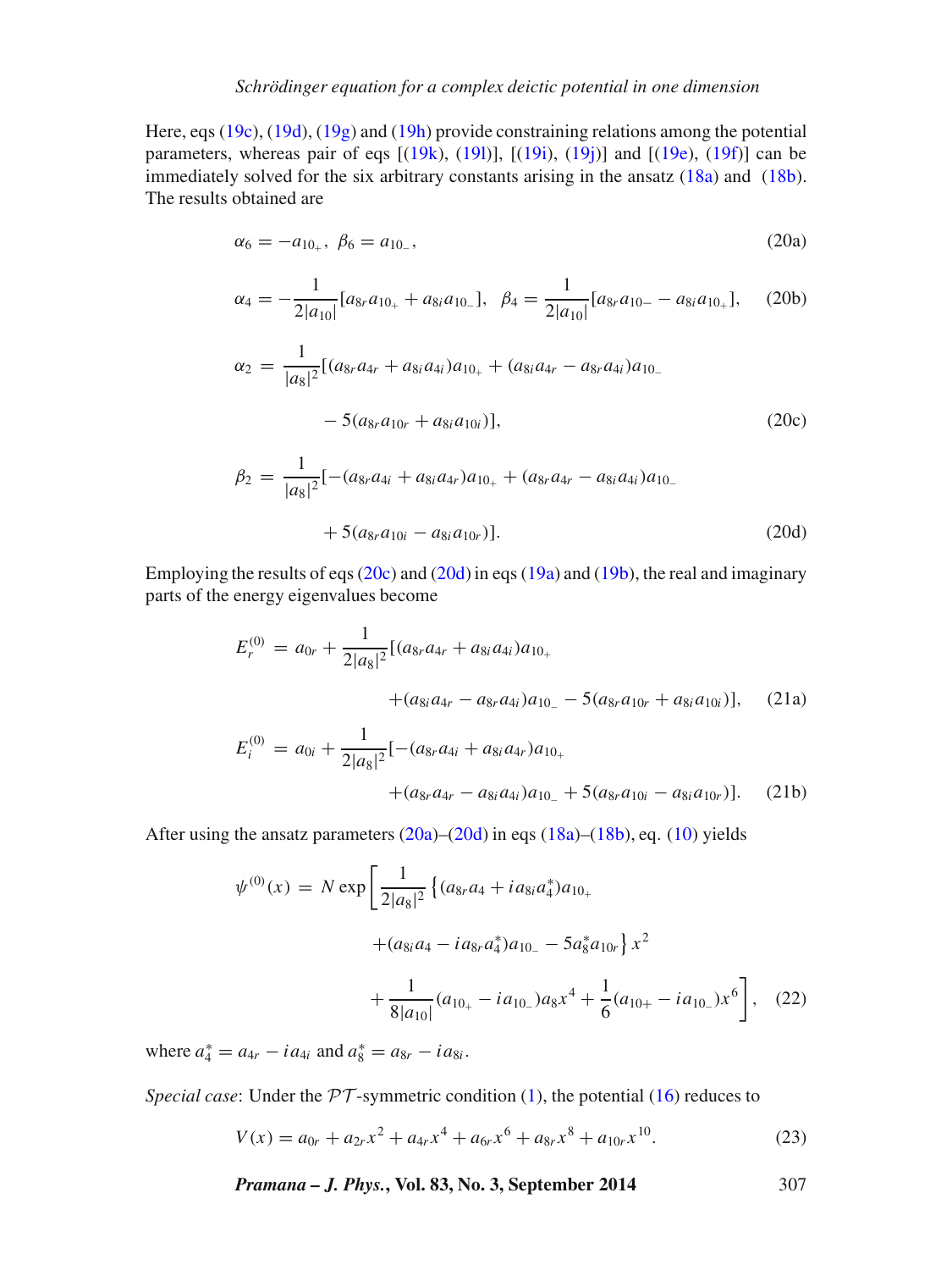Here, eqs (19c), (19d), (19g) and (19h) provide constraining relations among the potential parameters, whereas pair of eqs [(19k), (19l)], [(19i), (19j)] and [(19e), (19f)] can be immediately solved for the six arbitrary constants arising in the ansatz (18a) and (18b). The results obtained are

$$\alpha_6 = -a_{10_+}, \ \beta_6 = a_{10_-}, \tag{20a}$$

$$\alpha_4 = -\frac{1}{2|a_{10}|}[a_{8r}a_{10_+} + a_{8i}a_{10_-}], \ \ \beta_4 = \frac{1}{2|a_{10}|}[a_{8r}a_{10-} - a_{8i}a_{10_+}], \tag{20b}$$

$$\begin{aligned}\alpha_2 = \frac{1}{|a_8|^2}[&(a_{8r}a_{4r} + a_{8i}a_{4i})a_{10_+} + (a_{8i}a_{4r} - a_{8r}a_{4i})a_{10_-} \\ &- 5(a_{8r}a_{10r} + a_{8i}a_{10i})],\end{aligned} \tag{20c}$$

$$\begin{aligned}\beta_2 = \frac{1}{|a_8|^2}[&-(a_{8r}a_{4i} + a_{8i}a_{4r})a_{10_+} + (a_{8r}a_{4r} - a_{8i}a_{4i})a_{10_-} \\ &+ 5(a_{8r}a_{10i} - a_{8i}a_{10r})].\end{aligned} \tag{20d}$$

Employing the results of eqs (20c) and (20d) in eqs (19a) and (19b), the real and imaginary parts of the energy eigenvalues become

$$\begin{aligned}E_r^{(0)} = a_{0r} + \frac{1}{2|a_8|^2}[&(a_{8r}a_{4r} + a_{8i}a_{4i})a_{10_+} \\ &+(a_{8i}a_{4r} - a_{8r}a_{4i})a_{10_-} - 5(a_{8r}a_{10r} + a_{8i}a_{10i})],\end{aligned} \tag{21a}$$

$$\begin{aligned}E_i^{(0)} = a_{0i} + \frac{1}{2|a_8|^2}[&-(a_{8r}a_{4i} + a_{8i}a_{4r})a_{10_+} \\ &+(a_{8r}a_{4r} - a_{8i}a_{4i})a_{10_-} + 5(a_{8r}a_{10i} - a_{8i}a_{10r})].\end{aligned} \tag{21b}$$

After using the ansatz parameters (20a)–(20d) in eqs (18a)–(18b), eq. (10) yields

$$\begin{aligned}\psi^{(0)}(x) = N\exp\Bigg[&\frac{1}{2|a_8|^2}\left\{(a_{8r}a_4 + ia_{8i}a_4^*)a_{10_+}\right. \\ &\left.+(a_{8i}a_4 - ia_{8r}a_4^*)a_{10_-} - 5a_8^*a_{10r}\right\}x^2 \\ &+\frac{1}{8|a_{10}|}(a_{10_+} - ia_{10_-})a_8x^4 + \frac{1}{6}(a_{10+} - ia_{10_-})x^6\Bigg],\end{aligned} \tag{22}$$

where $a_4^* = a_{4r} - ia_{4i}$ and $a_8^* = a_{8r} - ia_{8i}$.

*Special case*: Under the $\mathcal{PT}$-symmetric condition (1), the potential (16) reduces to

$$V(x) = a_{0r} + a_{2r}x^2 + a_{4r}x^4 + a_{6r}x^6 + a_{8r}x^8 + a_{10r}x^{10}. \tag{23}$$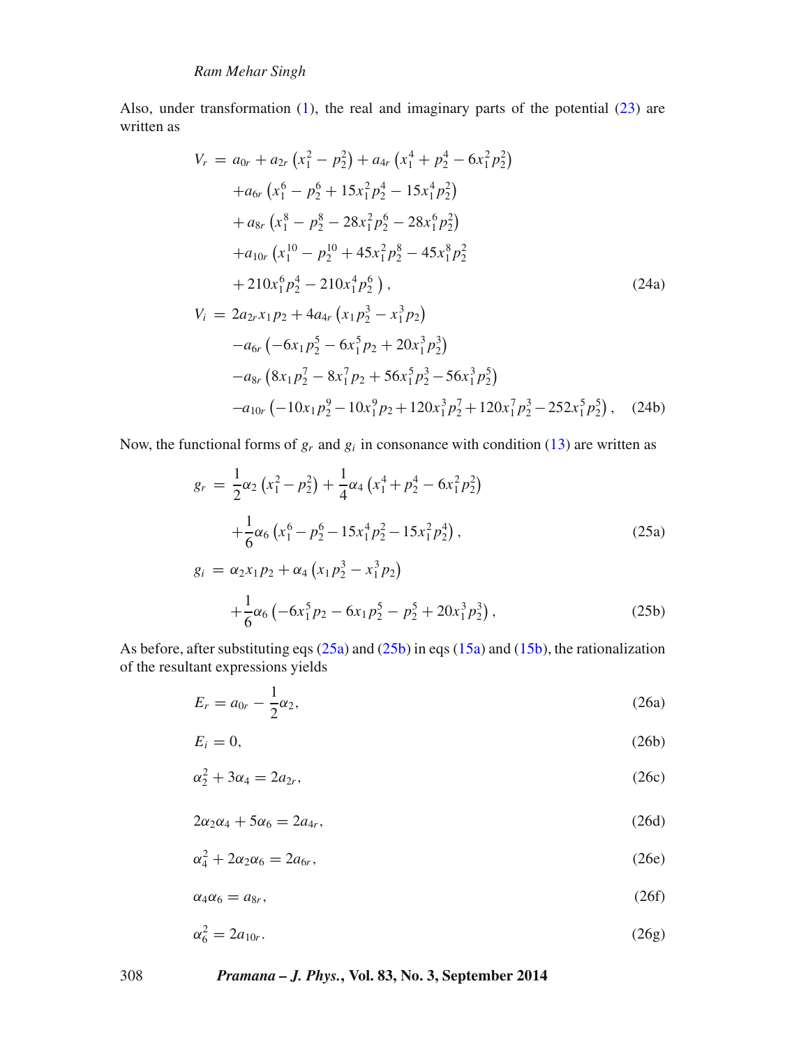Also, under transformation (1), the real and imaginary parts of the potential (23) are written as

$$
\begin{aligned}
V_r = {} & a_{0r} + a_{2r}\left(x_1^2 - p_2^2\right) + a_{4r}\left(x_1^4 + p_2^4 - 6x_1^2 p_2^2\right) \\
& + a_{6r}\left(x_1^6 - p_2^6 + 15x_1^2 p_2^4 - 15x_1^4 p_2^2\right) \\
& + a_{8r}\left(x_1^8 - p_2^8 - 28x_1^2 p_2^6 - 28x_1^6 p_2^2\right) \\
& + a_{10r}\left(x_1^{10} - p_2^{10} + 45x_1^2 p_2^8 - 45x_1^8 p_2^2\right. \\
& \left. + 210x_1^6 p_2^4 - 210x_1^4 p_2^6\right),
\end{aligned} \tag{24a}
$$

$$
\begin{aligned}
V_i = {} & 2a_{2r}x_1 p_2 + 4a_{4r}\left(x_1 p_2^3 - x_1^3 p_2\right) \\
& - a_{6r}\left(-6x_1 p_2^5 - 6x_1^5 p_2 + 20x_1^3 p_2^3\right) \\
& - a_{8r}\left(8x_1 p_2^7 - 8x_1^7 p_2 + 56x_1^5 p_2^3 - 56x_1^3 p_2^5\right) \\
& - a_{10r}\left(-10x_1 p_2^9 - 10x_1^9 p_2 + 120x_1^3 p_2^7 + 120x_1^7 p_2^3 - 252x_1^5 p_2^5\right),
\end{aligned} \tag{24b}
$$

Now, the functional forms of $g_r$ and $g_i$ in consonance with condition (13) are written as

$$
\begin{aligned}
g_r = {} & \frac{1}{2}\alpha_2\left(x_1^2 - p_2^2\right) + \frac{1}{4}\alpha_4\left(x_1^4 + p_2^4 - 6x_1^2 p_2^2\right) \\
& + \frac{1}{6}\alpha_6\left(x_1^6 - p_2^6 - 15x_1^4 p_2^2 - 15x_1^2 p_2^4\right),
\end{aligned} \tag{25a}
$$

$$
\begin{aligned}
g_i = {} & \alpha_2 x_1 p_2 + \alpha_4\left(x_1 p_2^3 - x_1^3 p_2\right) \\
& + \frac{1}{6}\alpha_6\left(-6x_1^5 p_2 - 6x_1 p_2^5 - p_2^5 + 20x_1^3 p_2^3\right),
\end{aligned} \tag{25b}
$$

As before, after substituting eqs (25a) and (25b) in eqs (15a) and (15b), the rationalization of the resultant expressions yields

$$
E_r = a_{0r} - \frac{1}{2}\alpha_2, \tag{26a}
$$

$$
E_i = 0, \tag{26b}
$$

$$
\alpha_2^2 + 3\alpha_4 = 2a_{2r}, \tag{26c}
$$

$$
2\alpha_2\alpha_4 + 5\alpha_6 = 2a_{4r}, \tag{26d}
$$

$$
\alpha_4^2 + 2\alpha_2\alpha_6 = 2a_{6r}, \tag{26e}
$$

$$
\alpha_4\alpha_6 = a_{8r}, \tag{26f}
$$

$$
\alpha_6^2 = 2a_{10r}. \tag{26g}
$$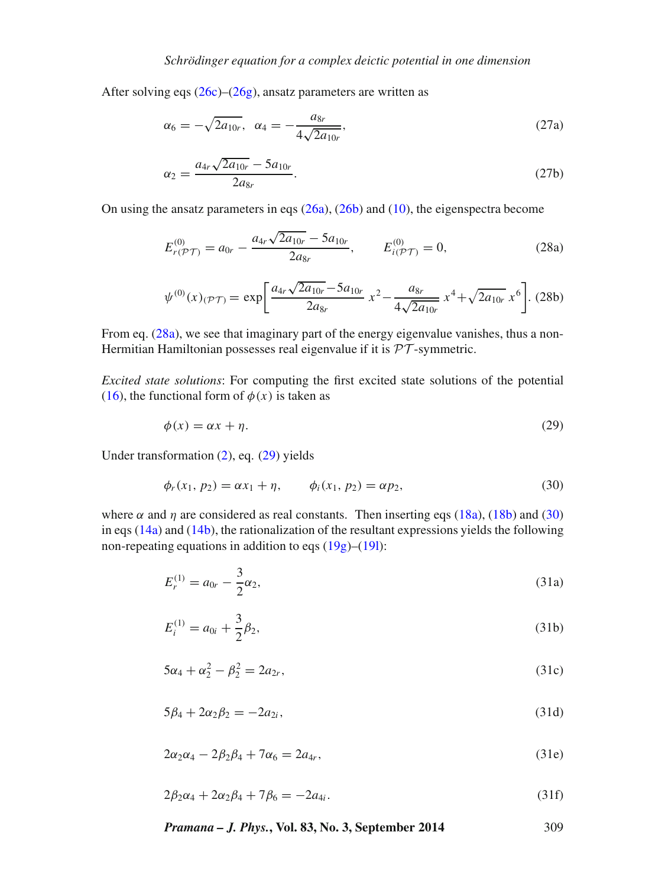After solving eqs (26c)–(26g), ansatz parameters are written as

$$\alpha_6 = -\sqrt{2a_{10r}}, \quad \alpha_4 = -\frac{a_{8r}}{4\sqrt{2a_{10r}}}, \tag{27a}$$

$$\alpha_2 = \frac{a_{4r}\sqrt{2a_{10r}} - 5a_{10r}}{2a_{8r}}. \tag{27b}$$

On using the ansatz parameters in eqs (26a), (26b) and (10), the eigenspectra become

$$E^{(0)}_{r(\mathcal{PT})} = a_{0r} - \frac{a_{4r}\sqrt{2a_{10r}} - 5a_{10r}}{2a_{8r}}, \qquad E^{(0)}_{i(\mathcal{PT})} = 0, \tag{28a}$$

$$\psi^{(0)}(x)_{(\mathcal{PT})} = \exp\left[\frac{a_{4r}\sqrt{2a_{10r}} - 5a_{10r}}{2a_{8r}}\, x^2 - \frac{a_{8r}}{4\sqrt{2a_{10r}}}\, x^4 + \sqrt{2a_{10r}}\, x^6\right]. \tag{28b}$$

From eq. (28a), we see that imaginary part of the energy eigenvalue vanishes, thus a non-Hermitian Hamiltonian possesses real eigenvalue if it is $\mathcal{PT}$-symmetric.

*Excited state solutions*: For computing the first excited state solutions of the potential (16), the functional form of $\phi(x)$ is taken as

$$\phi(x) = \alpha x + \eta. \tag{29}$$

Under transformation (2), eq. (29) yields

$$\phi_r(x_1, p_2) = \alpha x_1 + \eta, \qquad \phi_i(x_1, p_2) = \alpha p_2, \tag{30}$$

where $\alpha$ and $\eta$ are considered as real constants. Then inserting eqs (18a), (18b) and (30) in eqs (14a) and (14b), the rationalization of the resultant expressions yields the following non-repeating equations in addition to eqs (19g)–(19l):

$$E^{(1)}_r = a_{0r} - \frac{3}{2}\alpha_2, \tag{31a}$$

$$E^{(1)}_i = a_{0i} + \frac{3}{2}\beta_2, \tag{31b}$$

$$5\alpha_4 + \alpha_2^2 - \beta_2^2 = 2a_{2r}, \tag{31c}$$

$$5\beta_4 + 2\alpha_2\beta_2 = -2a_{2i}, \tag{31d}$$

$$2\alpha_2\alpha_4 - 2\beta_2\beta_4 + 7\alpha_6 = 2a_{4r}, \tag{31e}$$

$$2\beta_2\alpha_4 + 2\alpha_2\beta_4 + 7\beta_6 = -2a_{4i}. \tag{31f}$$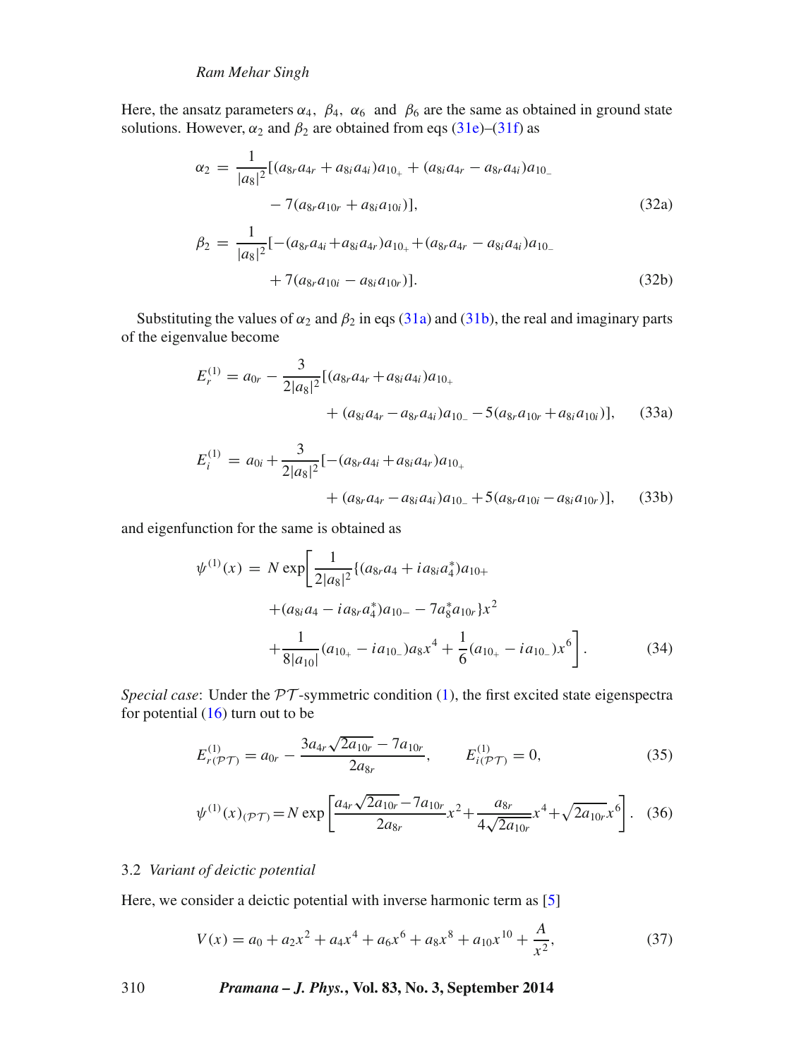Here, the ansatz parameters $\alpha_4$, $\beta_4$, $\alpha_6$ and $\beta_6$ are the same as obtained in ground state solutions. However, $\alpha_2$ and $\beta_2$ are obtained from eqs (31e)–(31f) as

$$\alpha_2 = \frac{1}{|a_8|^2}[(a_{8r}a_{4r} + a_{8i}a_{4i})a_{10_+} + (a_{8i}a_{4r} - a_{8r}a_{4i})a_{10_-} - 7(a_{8r}a_{10r} + a_{8i}a_{10i})], \tag{32a}$$

$$\beta_2 = \frac{1}{|a_8|^2}[-(a_{8r}a_{4i} + a_{8i}a_{4r})a_{10_+} + (a_{8r}a_{4r} - a_{8i}a_{4i})a_{10_-} + 7(a_{8r}a_{10i} - a_{8i}a_{10r})]. \tag{32b}$$

Substituting the values of $\alpha_2$ and $\beta_2$ in eqs (31a) and (31b), the real and imaginary parts of the eigenvalue become

$$E_r^{(1)} = a_{0r} - \frac{3}{2|a_8|^2}[(a_{8r}a_{4r} + a_{8i}a_{4i})a_{10_+} + (a_{8i}a_{4r} - a_{8r}a_{4i})a_{10_-} - 5(a_{8r}a_{10r} + a_{8i}a_{10i})], \tag{33a}$$

$$E_i^{(1)} = a_{0i} + \frac{3}{2|a_8|^2}[-(a_{8r}a_{4i} + a_{8i}a_{4r})a_{10_+} + (a_{8r}a_{4r} - a_{8i}a_{4i})a_{10_-} + 5(a_{8r}a_{10i} - a_{8i}a_{10r})], \tag{33b}$$

and eigenfunction for the same is obtained as

$$\psi^{(1)}(x) = N \exp\left[\frac{1}{2|a_8|^2}\{(a_{8r}a_4 + ia_{8i}a_4^*)a_{10+} + (a_{8i}a_4 - ia_{8r}a_4^*)a_{10-} - 7a_8^*a_{10r}\}x^2 + \frac{1}{8|a_{10}|}(a_{10_+} - ia_{10_-})a_8x^4 + \frac{1}{6}(a_{10_+} - ia_{10_-})x^6\right]. \tag{34}$$

*Special case*: Under the $\mathcal{PT}$-symmetric condition (1), the first excited state eigenspectra for potential (16) turn out to be

$$E^{(1)}_{r(\mathcal{PT})} = a_{0r} - \frac{3a_{4r}\sqrt{2a_{10r}} - 7a_{10r}}{2a_{8r}}, \qquad E^{(1)}_{i(\mathcal{PT})} = 0, \tag{35}$$

$$\psi^{(1)}(x)_{(\mathcal{PT})} = N \exp\left[\frac{a_{4r}\sqrt{2a_{10r}} - 7a_{10r}}{2a_{8r}}x^2 + \frac{a_{8r}}{4\sqrt{2a_{10r}}}x^4 + \sqrt{2a_{10r}}x^6\right]. \tag{36}$$

### 3.2 *Variant of deictic potential*

Here, we consider a deictic potential with inverse harmonic term as [5]

$$V(x) = a_0 + a_2x^2 + a_4x^4 + a_6x^6 + a_8x^8 + a_{10}x^{10} + \frac{A}{x^2}, \tag{37}$$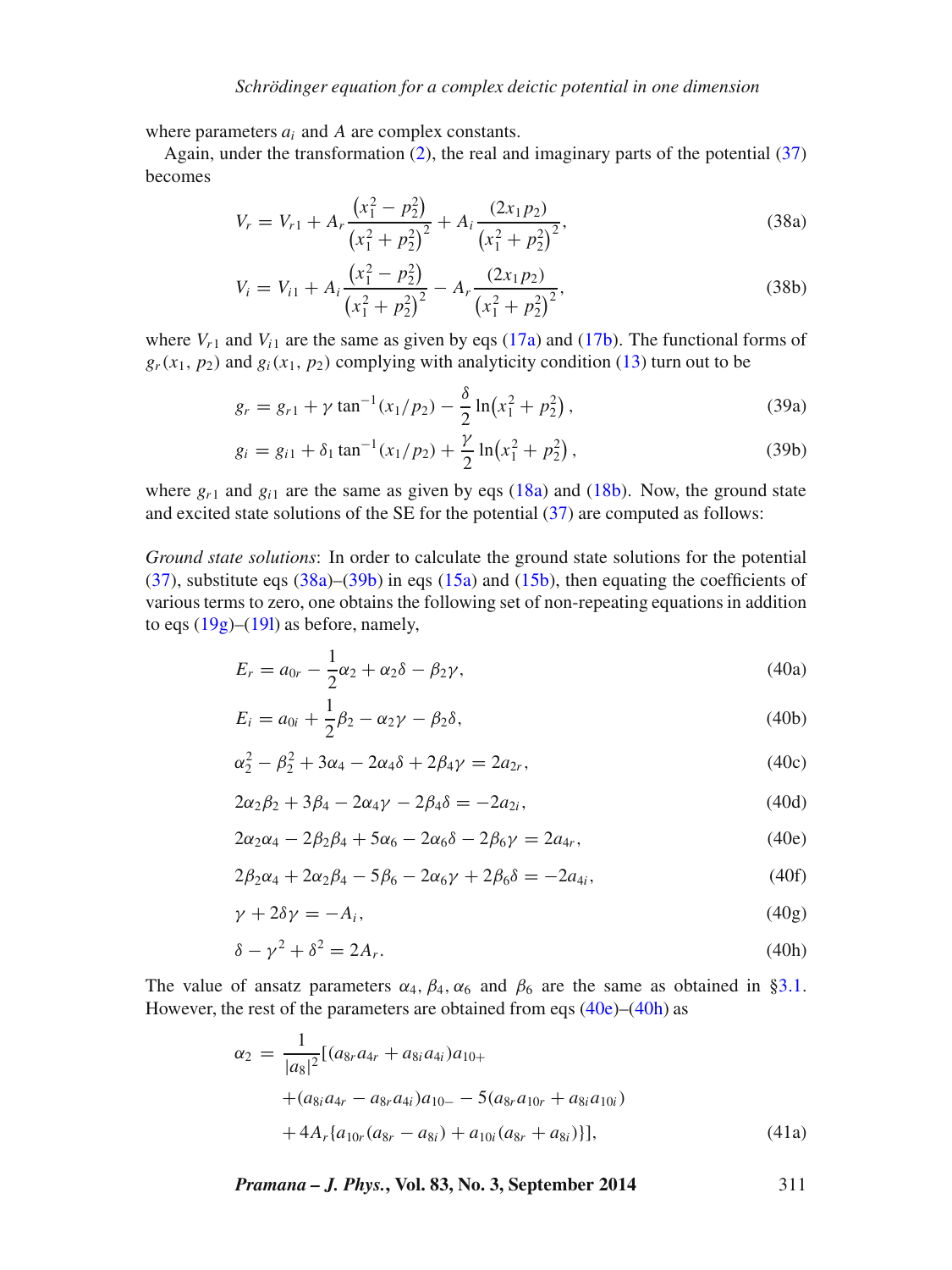where parameters $a_i$ and $A$ are complex constants.

Again, under the transformation (2), the real and imaginary parts of the potential (37) becomes

$$V_r = V_{r1} + A_r \frac{\left(x_1^2 - p_2^2\right)}{\left(x_1^2 + p_2^2\right)^2} + A_i \frac{(2x_1 p_2)}{\left(x_1^2 + p_2^2\right)^2}, \tag{38a}$$

$$V_i = V_{i1} + A_i \frac{\left(x_1^2 - p_2^2\right)}{\left(x_1^2 + p_2^2\right)^2} - A_r \frac{(2x_1 p_2)}{\left(x_1^2 + p_2^2\right)^2}, \tag{38b}$$

where $V_{r1}$ and $V_{i1}$ are the same as given by eqs (17a) and (17b). The functional forms of $g_r(x_1, p_2)$ and $g_i(x_1, p_2)$ complying with analyticity condition (13) turn out to be

$$g_r = g_{r1} + \gamma \tan^{-1}(x_1/p_2) - \frac{\delta}{2} \ln\left(x_1^2 + p_2^2\right), \tag{39a}$$

$$g_i = g_{i1} + \delta_1 \tan^{-1}(x_1/p_2) + \frac{\gamma}{2} \ln\left(x_1^2 + p_2^2\right), \tag{39b}$$

where $g_{r1}$ and $g_{i1}$ are the same as given by eqs (18a) and (18b). Now, the ground state and excited state solutions of the SE for the potential (37) are computed as follows:

*Ground state solutions*: In order to calculate the ground state solutions for the potential (37), substitute eqs (38a)–(39b) in eqs (15a) and (15b), then equating the coefficients of various terms to zero, one obtains the following set of non-repeating equations in addition to eqs (19g)–(19l) as before, namely,

$$E_r = a_{0r} - \frac{1}{2}\alpha_2 + \alpha_2 \delta - \beta_2 \gamma, \tag{40a}$$

$$E_i = a_{0i} + \frac{1}{2}\beta_2 - \alpha_2 \gamma - \beta_2 \delta, \tag{40b}$$

$$\alpha_2^2 - \beta_2^2 + 3\alpha_4 - 2\alpha_4 \delta + 2\beta_4 \gamma = 2a_{2r}, \tag{40c}$$

$$2\alpha_2 \beta_2 + 3\beta_4 - 2\alpha_4 \gamma - 2\beta_4 \delta = -2a_{2i}, \tag{40d}$$

$$2\alpha_2 \alpha_4 - 2\beta_2 \beta_4 + 5\alpha_6 - 2\alpha_6 \delta - 2\beta_6 \gamma = 2a_{4r}, \tag{40e}$$

$$2\beta_2 \alpha_4 + 2\alpha_2 \beta_4 - 5\beta_6 - 2\alpha_6 \gamma + 2\beta_6 \delta = -2a_{4i}, \tag{40f}$$

$$\gamma + 2\delta\gamma = -A_i, \tag{40g}$$

$$\delta - \gamma^2 + \delta^2 = 2A_r. \tag{40h}$$

The value of ansatz parameters $\alpha_4, \beta_4, \alpha_6$ and $\beta_6$ are the same as obtained in §3.1. However, the rest of the parameters are obtained from eqs (40e)–(40h) as

$$\begin{aligned}
\alpha_2 = \frac{1}{|a_8|^2} [ & (a_{8r} a_{4r} + a_{8i} a_{4i}) a_{10+} \\
& + (a_{8i} a_{4r} - a_{8r} a_{4i}) a_{10-} - 5(a_{8r} a_{10r} + a_{8i} a_{10i}) \\
& + 4A_r \{a_{10r}(a_{8r} - a_{8i}) + a_{10i}(a_{8r} + a_{8i})\}],
\end{aligned} \tag{41a}$$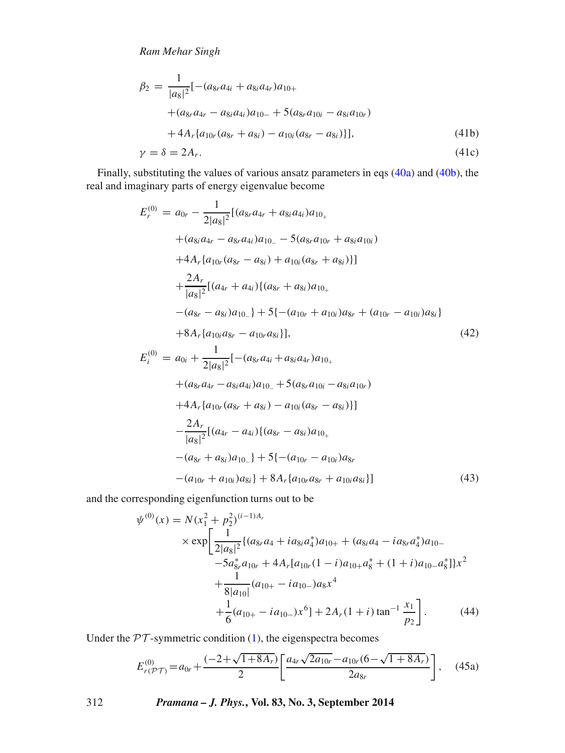$$\beta_2 = \frac{1}{|a_8|^2}[-(a_{8r}a_{4i} + a_{8i}a_{4r})a_{10+} + (a_{8r}a_{4r} - a_{8i}a_{4i})a_{10-} + 5(a_{8r}a_{10i} - a_{8i}a_{10r}) + 4A_r\{a_{10r}(a_{8r} + a_{8i}) - a_{10i}(a_{8r} - a_{8i})\}], \tag{41b}$$

$$\gamma = \delta = 2A_r. \tag{41c}$$

Finally, substituting the values of various ansatz parameters in eqs (40a) and (40b), the real and imaginary parts of energy eigenvalue become

$$\begin{aligned}
E_r^{(0)} = a_{0r} &- \frac{1}{2|a_8|^2}[(a_{8r}a_{4r} + a_{8i}a_{4i})a_{10_+} \\
&+ (a_{8i}a_{4r} - a_{8r}a_{4i})a_{10_-} - 5(a_{8r}a_{10r} + a_{8i}a_{10i}) \\
&+ 4A_r\{a_{10r}(a_{8r} - a_{8i}) + a_{10i}(a_{8r} + a_{8i})\}] \\
&+ \frac{2A_r}{|a_8|^2}[(a_{4r} + a_{4i})\{(a_{8r} + a_{8i})a_{10_+} \\
&- (a_{8r} - a_{8i})a_{10_-}\} + 5\{-(a_{10r} + a_{10i})a_{8r} + (a_{10r} - a_{10i})a_{8i}\} \\
&+ 8A_r\{a_{10i}a_{8r} - a_{10r}a_{8i}\}],
\end{aligned} \tag{42}$$

$$\begin{aligned}
E_i^{(0)} = a_{0i} &+ \frac{1}{2|a_8|^2}[-(a_{8r}a_{4i} + a_{8i}a_{4r})a_{10_+} \\
&+ (a_{8r}a_{4r} - a_{8i}a_{4i})a_{10_-} + 5(a_{8r}a_{10i} - a_{8i}a_{10r}) \\
&+ 4A_r\{a_{10r}(a_{8r} + a_{8i}) - a_{10i}(a_{8r} - a_{8i})\}] \\
&- \frac{2A_r}{|a_8|^2}[(a_{4r} - a_{4i})\{(a_{8r} - a_{8i})a_{10_+} \\
&- (a_{8r} + a_{8i})a_{10_-}\} + 5\{-(a_{10r} - a_{10i})a_{8r} \\
&- (a_{10r} + a_{10i})a_{8i}\} + 8A_r\{a_{10r}a_{8r} + a_{10i}a_{8i}\}]
\end{aligned} \tag{43}$$

and the corresponding eigenfunction turns out to be

$$\begin{aligned}
\psi^{(0)}(x) = N(x_1^2 + p_2^2)^{(i-1)A_r} \\
\times \exp\Bigg[&\frac{1}{2|a_8|^2}\{(a_{8r}a_4 + ia_{8i}a_4^*)a_{10+} + (a_{8i}a_4 - ia_{8r}a_4^*)a_{10-} \\
&- 5a_{8r}^*a_{10r} + 4A_r[a_{10r}(1-i)a_{10+}a_8^* + (1+i)a_{10-}a_8^*]\}x^2 \\
&+ \frac{1}{8|a_{10}|}(a_{10+} - ia_{10-})a_8x^4 \\
&+ \frac{1}{6}(a_{10+} - ia_{10-})x^6] + 2A_r(1+i)\tan^{-1}\frac{x_1}{p_2}\Bigg].
\end{aligned} \tag{44}$$

Under the $\mathcal{PT}$-symmetric condition (1), the eigenspectra becomes

$$E_{r(\mathcal{PT})}^{(0)} = a_{0r} + \frac{(-2+\sqrt{1+8A_r})}{2}\left[\frac{a_{4r}\sqrt{2a_{10r}} - a_{10r}(6-\sqrt{1+8A_r})}{2a_{8r}}\right], \tag{45a}$$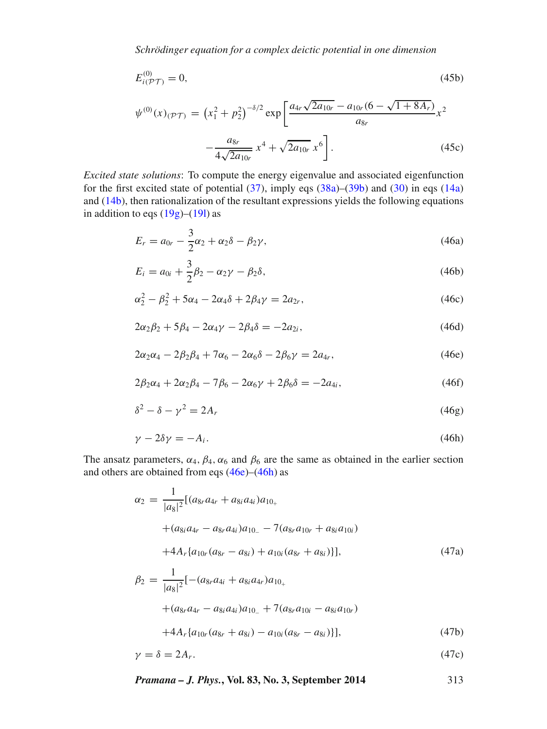$$E^{(0)}_{i(\mathcal{PT})} = 0, \tag{45b}$$

$$\psi^{(0)}(x)_{(\mathcal{PT})} = \left(x_1^2 + p_2^2\right)^{-\delta/2} \exp\left[\frac{a_{4r}\sqrt{2a_{10r}} - a_{10r}(6 - \sqrt{1+8A_r})}{a_{8r}} x^2 - \frac{a_{8r}}{4\sqrt{2a_{10r}}}\, x^4 + \sqrt{2a_{10r}}\, x^6\right]. \tag{45c}$$

*Excited state solutions*: To compute the energy eigenvalue and associated eigenfunction for the first excited state of potential (37), imply eqs (38a)–(39b) and (30) in eqs (14a) and (14b), then rationalization of the resultant expressions yields the following equations in addition to eqs (19g)–(19l) as

$$E_r = a_{0r} - \frac{3}{2}\alpha_2 + \alpha_2\delta - \beta_2\gamma, \tag{46a}$$

$$E_i = a_{0i} + \frac{3}{2}\beta_2 - \alpha_2\gamma - \beta_2\delta, \tag{46b}$$

$$\alpha_2^2 - \beta_2^2 + 5\alpha_4 - 2\alpha_4\delta + 2\beta_4\gamma = 2a_{2r}, \tag{46c}$$

$$2\alpha_2\beta_2 + 5\beta_4 - 2\alpha_4\gamma - 2\beta_4\delta = -2a_{2i}, \tag{46d}$$

$$2\alpha_2\alpha_4 - 2\beta_2\beta_4 + 7\alpha_6 - 2\alpha_6\delta - 2\beta_6\gamma = 2a_{4r}, \tag{46e}$$

$$2\beta_2\alpha_4 + 2\alpha_2\beta_4 - 7\beta_6 - 2\alpha_6\gamma + 2\beta_6\delta = -2a_{4i}, \tag{46f}$$

$$\delta^2 - \delta - \gamma^2 = 2A_r \tag{46g}$$

$$\gamma - 2\delta\gamma = -A_i. \tag{46h}$$

The ansatz parameters, $\alpha_4$, $\beta_4$, $\alpha_6$ and $\beta_6$ are the same as obtained in the earlier section and others are obtained from eqs (46e)–(46h) as

$$\alpha_2 = \frac{1}{|a_8|^2}[(a_{8r}a_{4r} + a_{8i}a_{4i})a_{10_+} + (a_{8i}a_{4r} - a_{8r}a_{4i})a_{10_-} - 7(a_{8r}a_{10r} + a_{8i}a_{10i}) + 4A_r\{a_{10r}(a_{8r} - a_{8i}) + a_{10i}(a_{8r} + a_{8i})\}], \tag{47a}$$

$$\beta_2 = \frac{1}{|a_8|^2}[-(a_{8r}a_{4i} + a_{8i}a_{4r})a_{10_+} + (a_{8r}a_{4r} - a_{8i}a_{4i})a_{10_-} + 7(a_{8r}a_{10i} - a_{8i}a_{10r}) + 4A_r\{a_{10r}(a_{8r} + a_{8i}) - a_{10i}(a_{8r} - a_{8i})\}], \tag{47b}$$

$$\gamma = \delta = 2A_r. \tag{47c}$$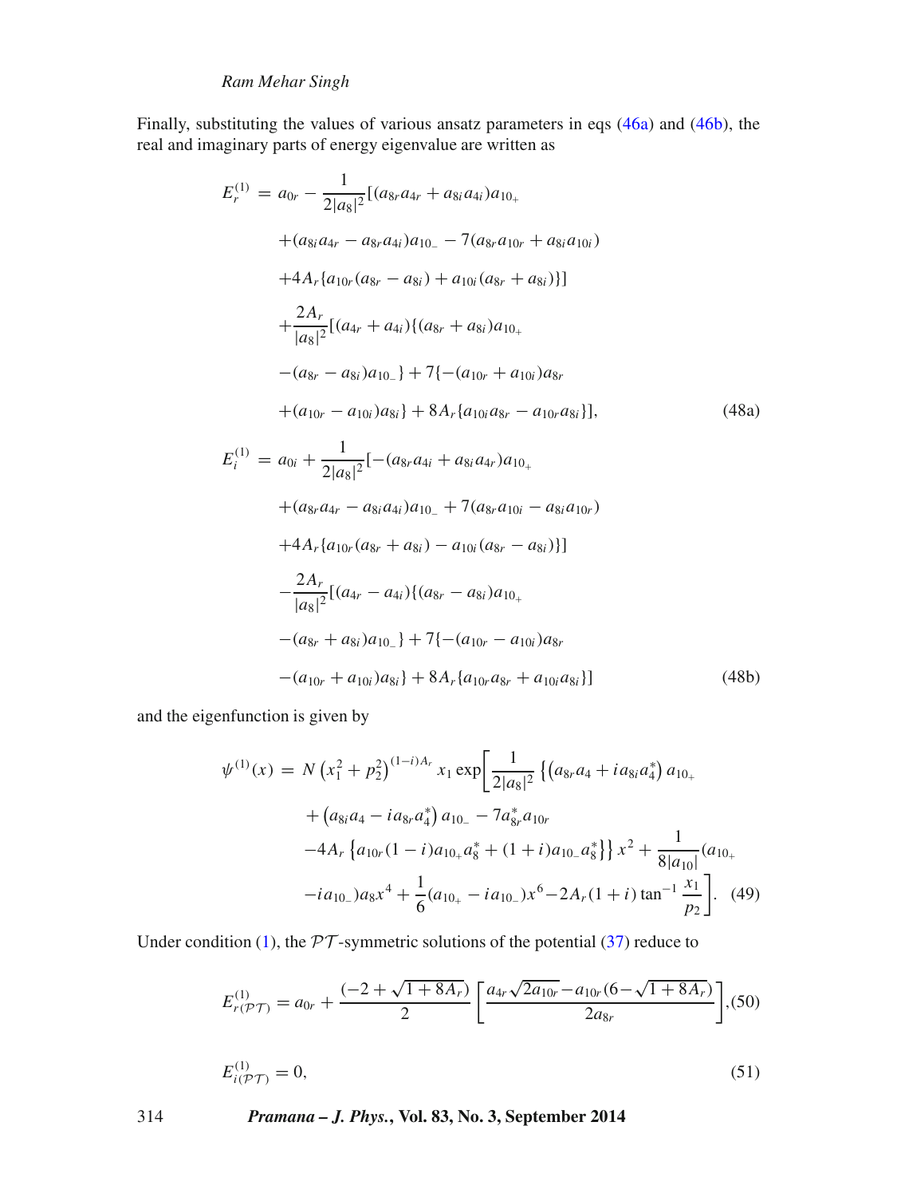Finally, substituting the values of various ansatz parameters in eqs (46a) and (46b), the real and imaginary parts of energy eigenvalue are written as

$$
\begin{aligned}
E_r^{(1)} = {} & a_{0r} - \frac{1}{2|a_8|^2}[(a_{8r}a_{4r} + a_{8i}a_{4i})a_{10_+} \\
& +(a_{8i}a_{4r} - a_{8r}a_{4i})a_{10_-} - 7(a_{8r}a_{10r} + a_{8i}a_{10i}) \\
& +4A_r\{a_{10r}(a_{8r} - a_{8i}) + a_{10i}(a_{8r} + a_{8i})\}] \\
& +\frac{2A_r}{|a_8|^2}[(a_{4r} + a_{4i})\{(a_{8r} + a_{8i})a_{10_+} \\
& -(a_{8r} - a_{8i})a_{10_-}\} + 7\{-(a_{10r} + a_{10i})a_{8r} \\
& +(a_{10r} - a_{10i})a_{8i}\} + 8A_r\{a_{10i}a_{8r} - a_{10r}a_{8i}\}],
\end{aligned}
\tag{48a}
$$

$$
\begin{aligned}
E_i^{(1)} = {} & a_{0i} + \frac{1}{2|a_8|^2}[-(a_{8r}a_{4i} + a_{8i}a_{4r})a_{10_+} \\
& +(a_{8r}a_{4r} - a_{8i}a_{4i})a_{10_-} + 7(a_{8r}a_{10i} - a_{8i}a_{10r}) \\
& +4A_r\{a_{10r}(a_{8r} + a_{8i}) - a_{10i}(a_{8r} - a_{8i})\}] \\
& -\frac{2A_r}{|a_8|^2}[(a_{4r} - a_{4i})\{(a_{8r} - a_{8i})a_{10_+} \\
& -(a_{8r} + a_{8i})a_{10_-}\} + 7\{-(a_{10r} - a_{10i})a_{8r} \\
& -(a_{10r} + a_{10i})a_{8i}\} + 8A_r\{a_{10r}a_{8r} + a_{10i}a_{8i}\}]
\end{aligned}
\tag{48b}
$$

and the eigenfunction is given by

$$
\begin{aligned}
\psi^{(1)}(x) = {} & N\left(x_1^2 + p_2^2\right)^{(1-i)A_r} x_1 \exp\bigg[\frac{1}{2|a_8|^2}\left\{\left(a_{8r}a_4 + ia_{8i}a_4^*\right)a_{10_+}\right. \\
& + \left(a_{8i}a_4 - ia_{8r}a_4^*\right)a_{10_-} - 7a_{8r}^*a_{10r} \\
& \left. -4A_r\left\{a_{10r}(1-i)a_{10_+}a_8^* + (1+i)a_{10_-}a_8^*\right\}\right\}x^2 + \frac{1}{8|a_{10}|}(a_{10_+} \\
& -ia_{10_-})a_8x^4 + \frac{1}{6}(a_{10_+} - ia_{10_-})x^6 - 2A_r(1+i)\tan^{-1}\frac{x_1}{p_2}\bigg].
\end{aligned}
\tag{49}
$$

Under condition (1), the $\mathcal{PT}$-symmetric solutions of the potential (37) reduce to

$$
E_{r(\mathcal{PT})}^{(1)} = a_{0r} + \frac{(-2 + \sqrt{1 + 8A_r})}{2}\left[\frac{a_{4r}\sqrt{2a_{10r}} - a_{10r}(6 - \sqrt{1 + 8A_r})}{2a_{8r}}\right], \tag{50}
$$

$$
E_{i(\mathcal{PT})}^{(1)} = 0, \tag{51}
$$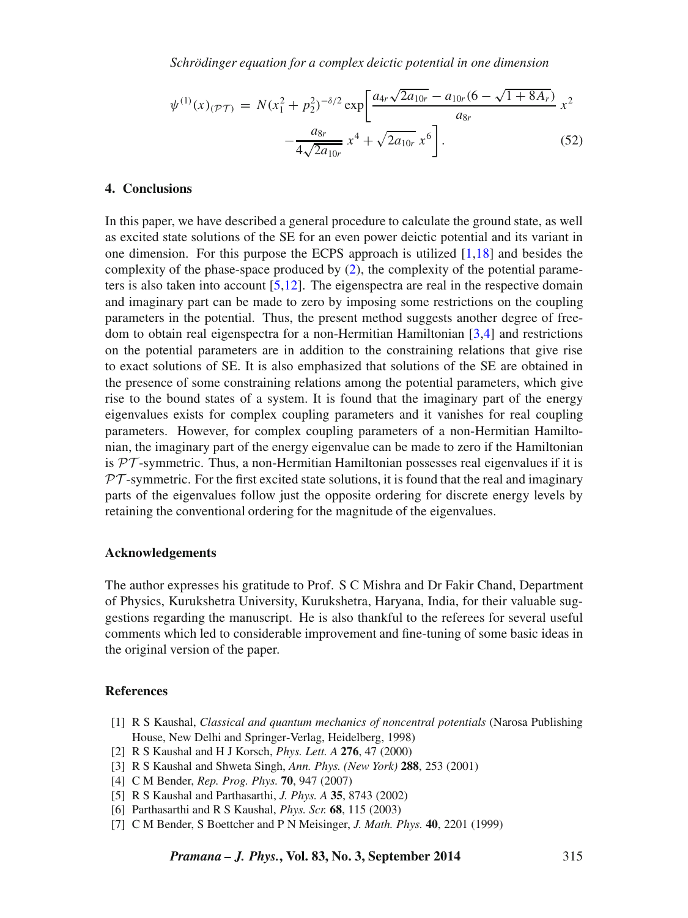$$\psi^{(1)}(x)_{(\mathcal{PT})} = N(x_1^2 + p_2^2)^{-\delta/2} \exp\left[\frac{a_{4r}\sqrt{2a_{10r}} - a_{10r}(6 - \sqrt{1+8A_r})}{a_{8r}}\, x^2 - \frac{a_{8r}}{4\sqrt{2a_{10r}}}\, x^4 + \sqrt{2a_{10r}}\, x^6\right]. \tag{52}$$

## 4. Conclusions

In this paper, we have described a general procedure to calculate the ground state, as well as excited state solutions of the SE for an even power deictic potential and its variant in one dimension. For this purpose the ECPS approach is utilized [1,18] and besides the complexity of the phase-space produced by (2), the complexity of the potential parameters is also taken into account [5,12]. The eigenspectra are real in the respective domain and imaginary part can be made to zero by imposing some restrictions on the coupling parameters in the potential. Thus, the present method suggests another degree of freedom to obtain real eigenspectra for a non-Hermitian Hamiltonian [3,4] and restrictions on the potential parameters are in addition to the constraining relations that give rise to exact solutions of SE. It is also emphasized that solutions of the SE are obtained in the presence of some constraining relations among the potential parameters, which give rise to the bound states of a system. It is found that the imaginary part of the energy eigenvalues exists for complex coupling parameters and it vanishes for real coupling parameters. However, for complex coupling parameters of a non-Hermitian Hamiltonian, the imaginary part of the energy eigenvalue can be made to zero if the Hamiltonian is $\mathcal{PT}$-symmetric. Thus, a non-Hermitian Hamiltonian possesses real eigenvalues if it is $\mathcal{PT}$-symmetric. For the first excited state solutions, it is found that the real and imaginary parts of the eigenvalues follow just the opposite ordering for discrete energy levels by retaining the conventional ordering for the magnitude of the eigenvalues.

### Acknowledgements

The author expresses his gratitude to Prof. S C Mishra and Dr Fakir Chand, Department of Physics, Kurukshetra University, Kurukshetra, Haryana, India, for their valuable suggestions regarding the manuscript. He is also thankful to the referees for several useful comments which led to considerable improvement and fine-tuning of some basic ideas in the original version of the paper.

### References

[1] R S Kaushal, *Classical and quantum mechanics of noncentral potentials* (Narosa Publishing House, New Delhi and Springer-Verlag, Heidelberg, 1998)
[2] R S Kaushal and H J Korsch, *Phys. Lett. A* **276**, 47 (2000)
[3] R S Kaushal and Shweta Singh, *Ann. Phys. (New York)* **288**, 253 (2001)
[4] C M Bender, *Rep. Prog. Phys.* **70**, 947 (2007)
[5] R S Kaushal and Parthasarthi, *J. Phys. A* **35**, 8743 (2002)
[6] Parthasarthi and R S Kaushal, *Phys. Scr.* **68**, 115 (2003)
[7] C M Bender, S Boettcher and P N Meisinger, *J. Math. Phys.* **40**, 2201 (1999)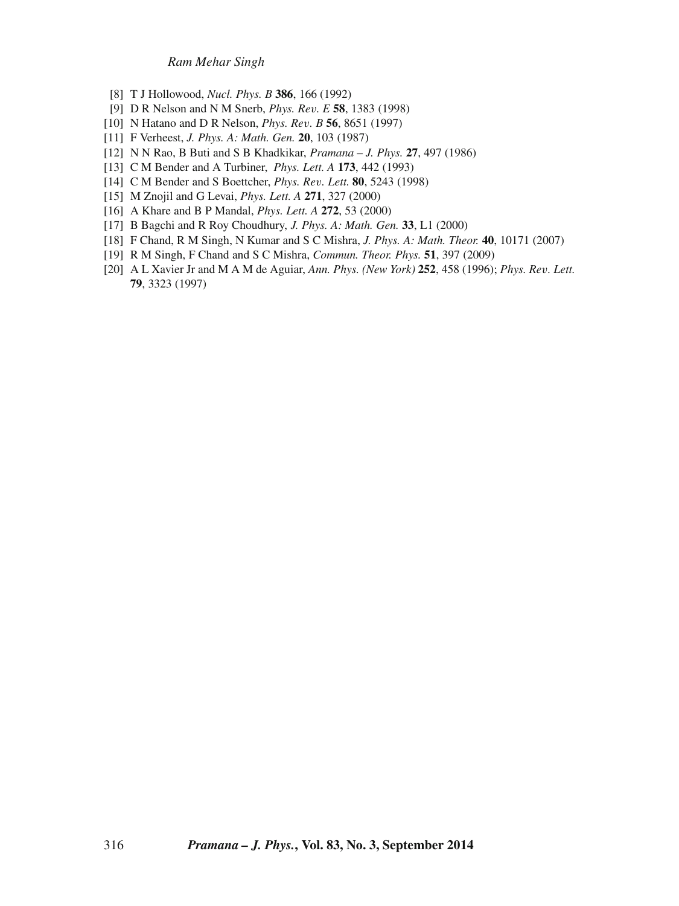[8] T J Hollowood, *Nucl. Phys. B* **386**, 166 (1992)

[9] D R Nelson and N M Snerb, *Phys. Rev. E* **58**, 1383 (1998)

[10] N Hatano and D R Nelson, *Phys. Rev. B* **56**, 8651 (1997)

[11] F Verheest, *J. Phys. A: Math. Gen.* **20**, 103 (1987)

[12] N N Rao, B Buti and S B Khadkikar, *Pramana – J. Phys.* **27**, 497 (1986)

[13] C M Bender and A Turbiner, *Phys. Lett. A* **173**, 442 (1993)

[14] C M Bender and S Boettcher, *Phys. Rev. Lett.* **80**, 5243 (1998)

[15] M Znojil and G Levai, *Phys. Lett. A* **271**, 327 (2000)

[16] A Khare and B P Mandal, *Phys. Lett. A* **272**, 53 (2000)

[17] B Bagchi and R Roy Choudhury, *J. Phys. A: Math. Gen.* **33**, L1 (2000)

[18] F Chand, R M Singh, N Kumar and S C Mishra, *J. Phys. A: Math. Theor.* **40**, 10171 (2007)

[19] R M Singh, F Chand and S C Mishra, *Commun. Theor. Phys.* **51**, 397 (2009)

[20] A L Xavier Jr and M A M de Aguiar, *Ann. Phys. (New York)* **252**, 458 (1996); *Phys. Rev. Lett.* **79**, 3323 (1997)